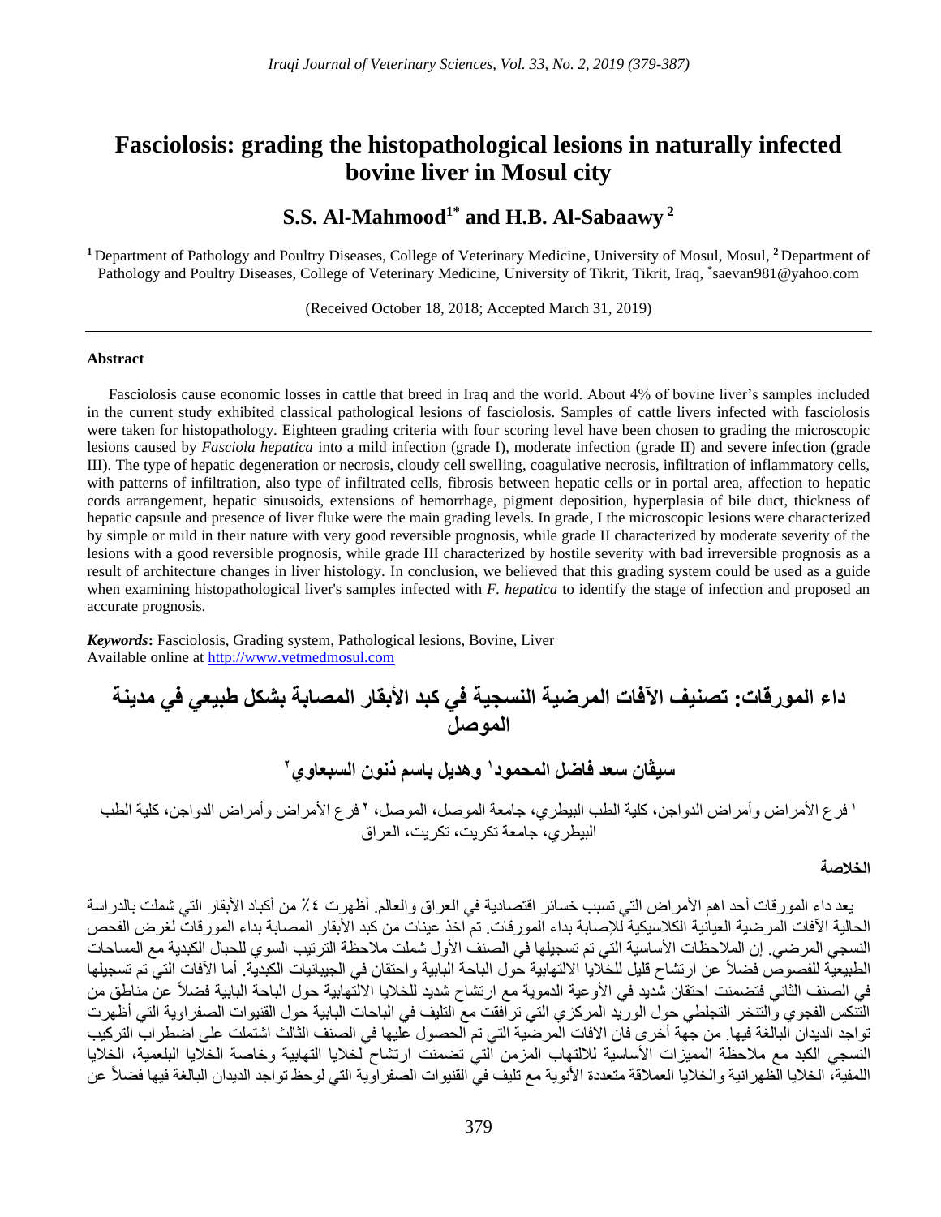# Fasciolosis: grading the histopathological lesions in naturally infected bovine liver in Mosul city

## S.S. Al-Mahmood[1*] and H.B. Al-Sabaawy[2]

[1] Department of Pathology and Poultry Diseases, College of Veterinary Medicine, University of Mosul, Mosul, [2] Department of Pathology and Poultry Diseases, College of Veterinary Medicine, University of Tikrit, Tikrit, Iraq, *saevan981@yahoo.com

(Received October 18, 2018; Accepted March 31, 2019)

---

**Abstract**

Fasciolosis cause economic losses in cattle that breed in Iraq and the world. About 4% of bovine liver's samples included in the current study exhibited classical pathological lesions of fasciolosis. Samples of cattle livers infected with fasciolosis were taken for histopathology. Eighteen grading criteria with four scoring level have been chosen to grading the microscopic lesions caused by *Fasciola hepatica* into a mild infection (grade I), moderate infection (grade II) and severe infection (grade III). The type of hepatic degeneration or necrosis, cloudy cell swelling, coagulative necrosis, infiltration of inflammatory cells, with patterns of infiltration, also type of infiltrated cells, fibrosis between hepatic cells or in portal area, affection to hepatic cords arrangement, hepatic sinusoids, extensions of hemorrhage, pigment deposition, hyperplasia of bile duct, thickness of hepatic capsule and presence of liver fluke were the main grading levels. In grade, I the microscopic lesions were characterized by simple or mild in their nature with very good reversible prognosis, while grade II characterized by moderate severity of the lesions with a good reversible prognosis, while grade III characterized by hostile severity with bad irreversible prognosis as a result of architecture changes in liver histology. In conclusion, we believed that this grading system could be used as a guide when examining histopathological liver's samples infected with *F. hepatica* to identify the stage of infection and proposed an accurate prognosis.

***Keywords*:** Fasciolosis, Grading system, Pathological lesions, Bovine, Liver
Available online at http://www.vetmedmosul.com

# داء المورقات: تصنيف الآفات المرضية النسجية في كبد الأبقار المصابة بشكل طبيعي في مدينة الموصل

## سيڤان سعد فاضل المحمود[١] وهديل باسم ذنون السبعاوي[٢]

[١] فرع الأمراض وأمراض الدواجن، كلية الطب البيطري، جامعة الموصل، الموصل، [٢] فرع الأمراض وأمراض الدواجن، كلية الطب البيطري، جامعة تكريت، تكريت، العراق

**الخلاصة**

يعد داء المورقات أحد اهم الأمراض التي تسبب خسائر اقتصادية في العراق والعالم. أظهرت ٤٪ من أكباد الأبقار التي شملت بالدراسة الحالية الآفات المرضية العيانية الكلاسيكية للإصابة بداء المورقات. تم اخذ عينات من كبد الأبقار المصابة بداء المورقات لغرض الفحص النسجي المرضي. إن الملاحظات الأساسية التي تم تسجيلها في الصنف الأول شملت ملاحظة الترتيب السوي للحبال الكبدية مع المساحات الطبيعية للفصوص فضلاً عن ارتشاح قليل للخلايا الالتهابية حول الباحة البابية واحتقان في الجيبانيات الكبدية. أما الآفات التي تم تسجيلها في الصنف الثاني فتضمنت احتقان شديد في الأوعية الدموية مع ارتشاح شديد للخلايا الالتهابية حول الباحة البابية فضلاً عن مناطق من التنكس الفجوي والتنخر التجلطي حول الوريد المركزي التي ترافقت مع التليف في الباحات البابية حول القنيوات الصفراوية التي أظهرت تواجد الديدان البالغة فيها. من جهة أخرى فان الآفات المرضية التي تم الحصول عليها في الصنف الثالث اشتملت على اضطراب التركيب النسجي الكبد مع ملاحظة المميزات الأساسية للالتهاب المزمن التي تضمنت ارتشاح لخلايا التهابية وخاصة الخلايا البلعمية، الخلايا اللمفية، الخلايا الظهرانية والخلايا العملاقة متعددة الأنوية مع تليف في القنيوات الصفراوية التي لوحظ تواجد الديدان البالغة فيها فضلاً عن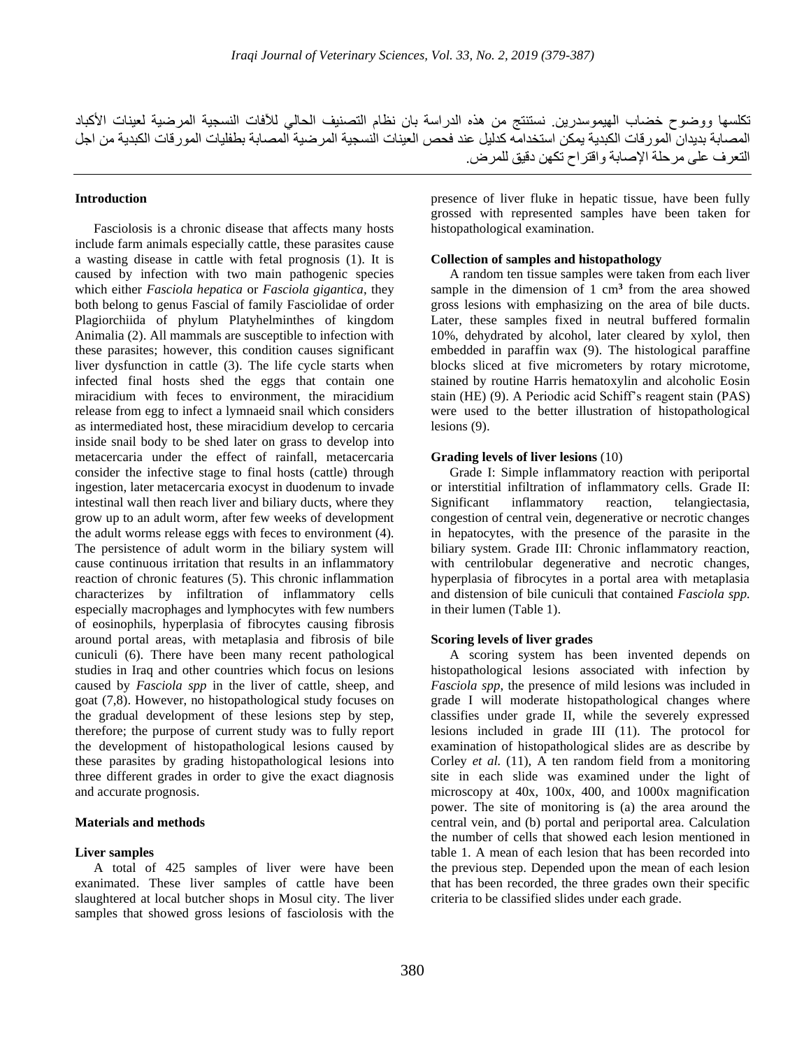تكلسها ووضوح خضاب الهيموسدرين. نستنتج من هذه الدراسة بان نظام التصنيف الحالي للآفات النسجية المرضية لعينات الأكباد المصابة بديدان المورقات الكبدية يمكن استخدامه كدليل عند فحص العينات النسجية المرضية المصابة بطفليات المورقات الكبدية من اجل التعرف على مرحلة الإصابة واقتراح تكهن دقيق للمرض.

## Introduction

Fasciolosis is a chronic disease that affects many hosts include farm animals especially cattle, these parasites cause a wasting disease in cattle with fetal prognosis (1). It is caused by infection with two main pathogenic species which either *Fasciola hepatica* or *Fasciola gigantica*, they both belong to genus Fascial of family Fasciolidae of order Plagiorchiida of phylum Platyhelminthes of kingdom Animalia (2). All mammals are susceptible to infection with these parasites; however, this condition causes significant liver dysfunction in cattle (3). The life cycle starts when infected final hosts shed the eggs that contain one miracidium with feces to environment, the miracidium release from egg to infect a lymnaeid snail which considers as intermediated host, these miracidium develop to cercaria inside snail body to be shed later on grass to develop into metacercaria under the effect of rainfall, metacercaria consider the infective stage to final hosts (cattle) through ingestion, later metacercaria exocyst in duodenum to invade intestinal wall then reach liver and biliary ducts, where they grow up to an adult worm, after few weeks of development the adult worms release eggs with feces to environment (4). The persistence of adult worm in the biliary system will cause continuous irritation that results in an inflammatory reaction of chronic features (5). This chronic inflammation characterizes by infiltration of inflammatory cells especially macrophages and lymphocytes with few numbers of eosinophils, hyperplasia of fibrocytes causing fibrosis around portal areas, with metaplasia and fibrosis of bile cuniculi (6). There have been many recent pathological studies in Iraq and other countries which focus on lesions caused by *Fasciola spp* in the liver of cattle, sheep, and goat (7,8). However, no histopathological study focuses on the gradual development of these lesions step by step, therefore; the purpose of current study was to fully report the development of histopathological lesions caused by these parasites by grading histopathological lesions into three different grades in order to give the exact diagnosis and accurate prognosis.

## Materials and methods

### Liver samples

A total of 425 samples of liver were have been exanimated. These liver samples of cattle have been slaughtered at local butcher shops in Mosul city. The liver samples that showed gross lesions of fasciolosis with the presence of liver fluke in hepatic tissue, have been fully grossed with represented samples have been taken for histopathological examination.

### Collection of samples and histopathology

A random ten tissue samples were taken from each liver sample in the dimension of 1 cm³ from the area showed gross lesions with emphasizing on the area of bile ducts. Later, these samples fixed in neutral buffered formalin 10%, dehydrated by alcohol, later cleared by xylol, then embedded in paraffin wax (9). The histological paraffine blocks sliced at five micrometers by rotary microtome, stained by routine Harris hematoxylin and alcoholic Eosin stain (HE) (9). A Periodic acid Schiff's reagent stain (PAS) were used to the better illustration of histopathological lesions (9).

### Grading levels of liver lesions (10)

Grade I: Simple inflammatory reaction with periportal or interstitial infiltration of inflammatory cells. Grade II: Significant inflammatory reaction, telangiectasia, congestion of central vein, degenerative or necrotic changes in hepatocytes, with the presence of the parasite in the biliary system. Grade III: Chronic inflammatory reaction, with centrilobular degenerative and necrotic changes, hyperplasia of fibrocytes in a portal area with metaplasia and distension of bile cuniculi that contained *Fasciola spp.* in their lumen (Table 1).

### Scoring levels of liver grades

A scoring system has been invented depends on histopathological lesions associated with infection by *Fasciola spp*, the presence of mild lesions was included in grade I will moderate histopathological changes where classifies under grade II, while the severely expressed lesions included in grade III (11). The protocol for examination of histopathological slides are as describe by Corley *et al.* (11), A ten random field from a monitoring site in each slide was examined under the light of microscopy at 40x, 100x, 400, and 1000x magnification power. The site of monitoring is (a) the area around the central vein, and (b) portal and periportal area. Calculation the number of cells that showed each lesion mentioned in table 1. A mean of each lesion that has been recorded into the previous step. Depended upon the mean of each lesion that has been recorded, the three grades own their specific criteria to be classified slides under each grade.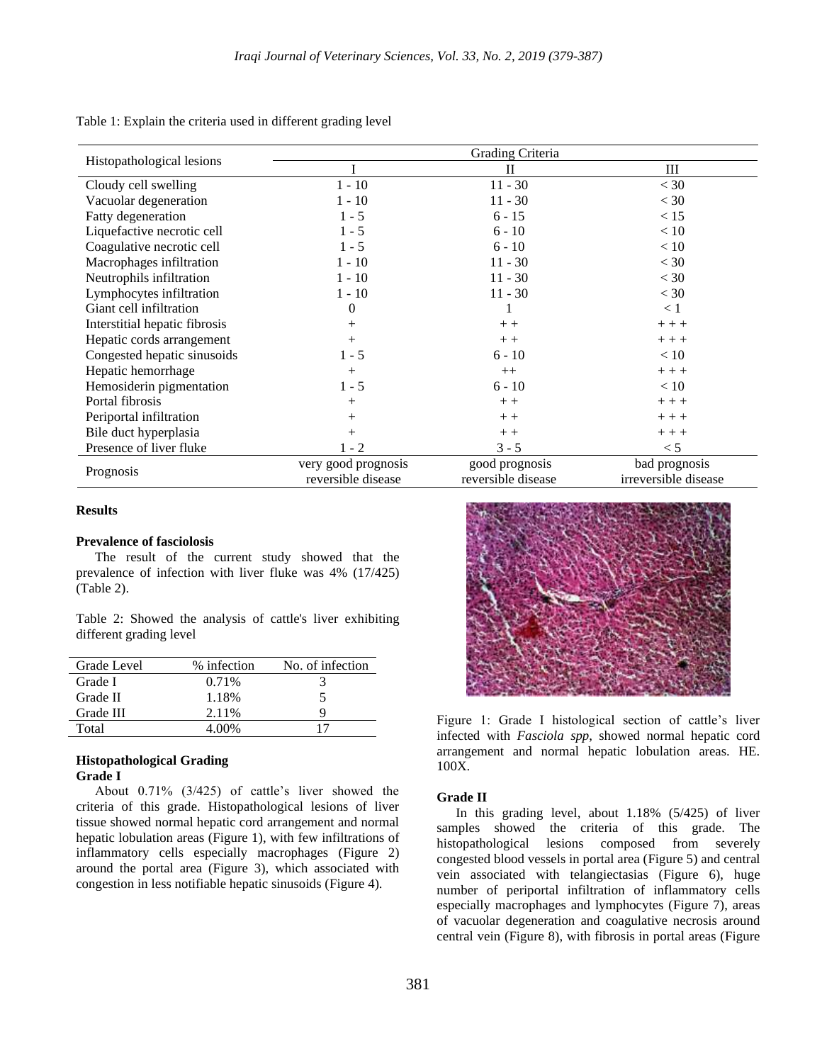Table 1: Explain the criteria used in different grading level

| Histopathological lesions | Grading Criteria | | |
|---|---|---|---|
| | I | II | III |
| Cloudy cell swelling | 1 - 10 | 11 - 30 | < 30 |
| Vacuolar degeneration | 1 - 10 | 11 - 30 | < 30 |
| Fatty degeneration | 1 - 5 | 6 - 15 | < 15 |
| Liquefactive necrotic cell | 1 - 5 | 6 - 10 | < 10 |
| Coagulative necrotic cell | 1 - 5 | 6 - 10 | < 10 |
| Macrophages infiltration | 1 - 10 | 11 - 30 | < 30 |
| Neutrophils infiltration | 1 - 10 | 11 - 30 | < 30 |
| Lymphocytes infiltration | 1 - 10 | 11 - 30 | < 30 |
| Giant cell infiltration | 0 | 1 | < 1 |
| Interstitial hepatic fibrosis | + | + + | + + + |
| Hepatic cords arrangement | + | + + | + + + |
| Congested hepatic sinusoids | 1 - 5 | 6 - 10 | < 10 |
| Hepatic hemorrhage | + | ++ | + + + |
| Hemosiderin pigmentation | 1 - 5 | 6 - 10 | < 10 |
| Portal fibrosis | + | + + | + + + |
| Periportal infiltration | + | + + | + + + |
| Bile duct hyperplasia | + | + + | + + + |
| Presence of liver fluke | 1 - 2 | 3 - 5 | < 5 |
| Prognosis | very good prognosis reversible disease | good prognosis reversible disease | bad prognosis irreversible disease |

## Results

### Prevalence of fasciolosis

The result of the current study showed that the prevalence of infection with liver fluke was 4% (17/425) (Table 2).

Table 2: Showed the analysis of cattle's liver exhibiting different grading level

| Grade Level | % infection | No. of infection |
|---|---|---|
| Grade I | 0.71% | 3 |
| Grade II | 1.18% | 5 |
| Grade III | 2.11% | 9 |
| Total | 4.00% | 17 |

### Histopathological Grading

**Grade I**

About 0.71% (3/425) of cattle's liver showed the criteria of this grade. Histopathological lesions of liver tissue showed normal hepatic cord arrangement and normal hepatic lobulation areas (Figure 1), with few infiltrations of inflammatory cells especially macrophages (Figure 2) around the portal area (Figure 3), which associated with congestion in less notifiable hepatic sinusoids (Figure 4).

Figure 1: Grade I histological section of cattle's liver infected with *Fasciola spp*, showed normal hepatic cord arrangement and normal hepatic lobulation areas. HE. 100X.

**Grade II**

In this grading level, about 1.18% (5/425) of liver samples showed the criteria of this grade. The histopathological lesions composed from severely congested blood vessels in portal area (Figure 5) and central vein associated with telangiectasias (Figure 6), huge number of periportal infiltration of inflammatory cells especially macrophages and lymphocytes (Figure 7), areas of vacuolar degeneration and coagulative necrosis around central vein (Figure 8), with fibrosis in portal areas (Figure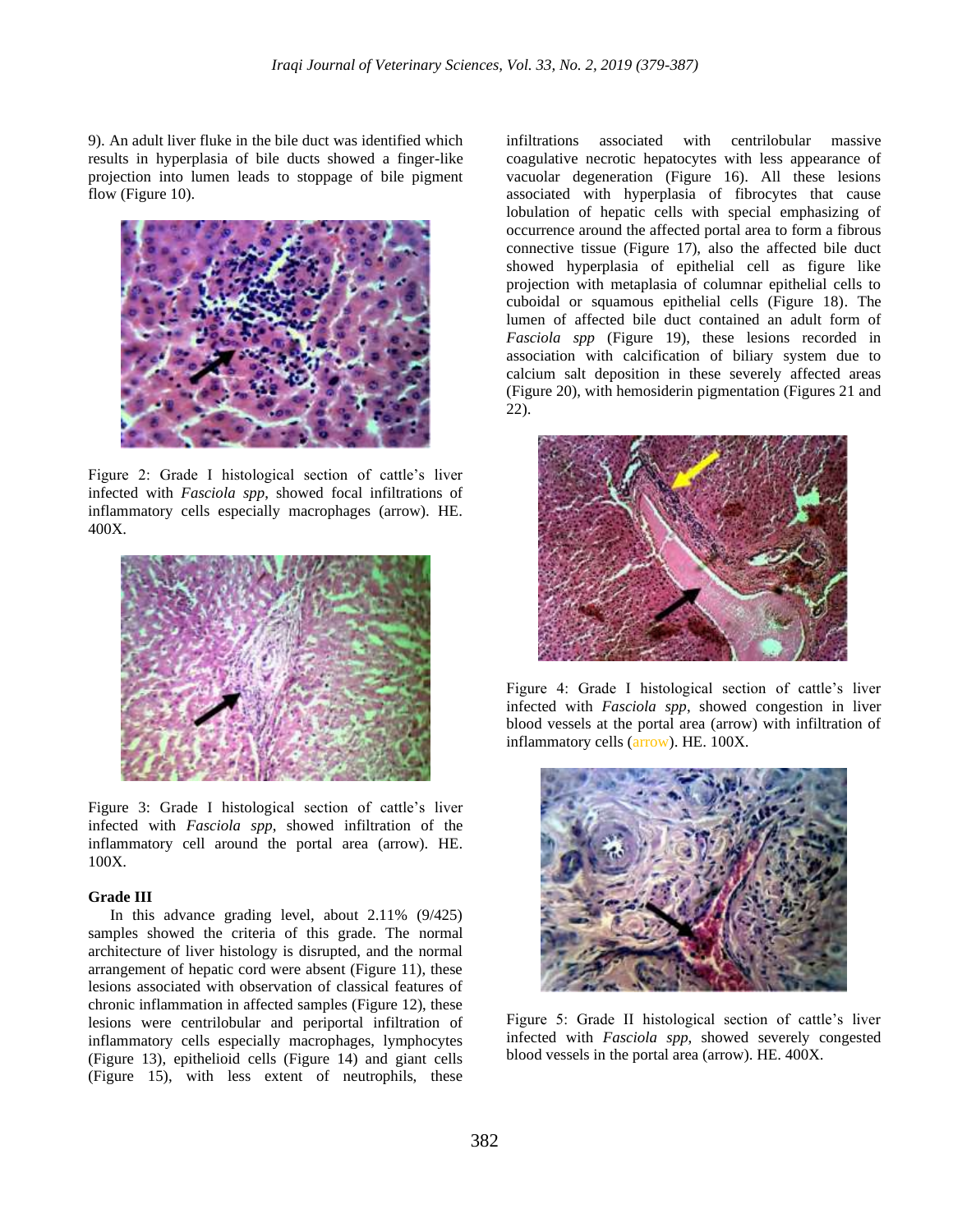9). An adult liver fluke in the bile duct was identified which results in hyperplasia of bile ducts showed a finger-like projection into lumen leads to stoppage of bile pigment flow (Figure 10).

Figure 2: Grade I histological section of cattle's liver infected with *Fasciola spp*, showed focal infiltrations of inflammatory cells especially macrophages (arrow). HE. 400X.

Figure 3: Grade I histological section of cattle's liver infected with *Fasciola spp*, showed infiltration of the inflammatory cell around the portal area (arrow). HE. 100X.

**Grade III**

In this advance grading level, about 2.11% (9/425) samples showed the criteria of this grade. The normal architecture of liver histology is disrupted, and the normal arrangement of hepatic cord were absent (Figure 11), these lesions associated with observation of classical features of chronic inflammation in affected samples (Figure 12), these lesions were centrilobular and periportal infiltration of inflammatory cells especially macrophages, lymphocytes (Figure 13), epithelioid cells (Figure 14) and giant cells (Figure 15), with less extent of neutrophils, these infiltrations associated with centrilobular massive coagulative necrotic hepatocytes with less appearance of vacuolar degeneration (Figure 16). All these lesions associated with hyperplasia of fibrocytes that cause lobulation of hepatic cells with special emphasizing of occurrence around the affected portal area to form a fibrous connective tissue (Figure 17), also the affected bile duct showed hyperplasia of epithelial cell as figure like projection with metaplasia of columnar epithelial cells to cuboidal or squamous epithelial cells (Figure 18). The lumen of affected bile duct contained an adult form of *Fasciola spp* (Figure 19), these lesions recorded in association with calcification of biliary system due to calcium salt deposition in these severely affected areas (Figure 20), with hemosiderin pigmentation (Figures 21 and 22).

Figure 4: Grade I histological section of cattle's liver infected with *Fasciola spp*, showed congestion in liver blood vessels at the portal area (arrow) with infiltration of inflammatory cells (arrow). HE. 100X.

Figure 5: Grade II histological section of cattle's liver infected with *Fasciola spp*, showed severely congested blood vessels in the portal area (arrow). HE. 400X.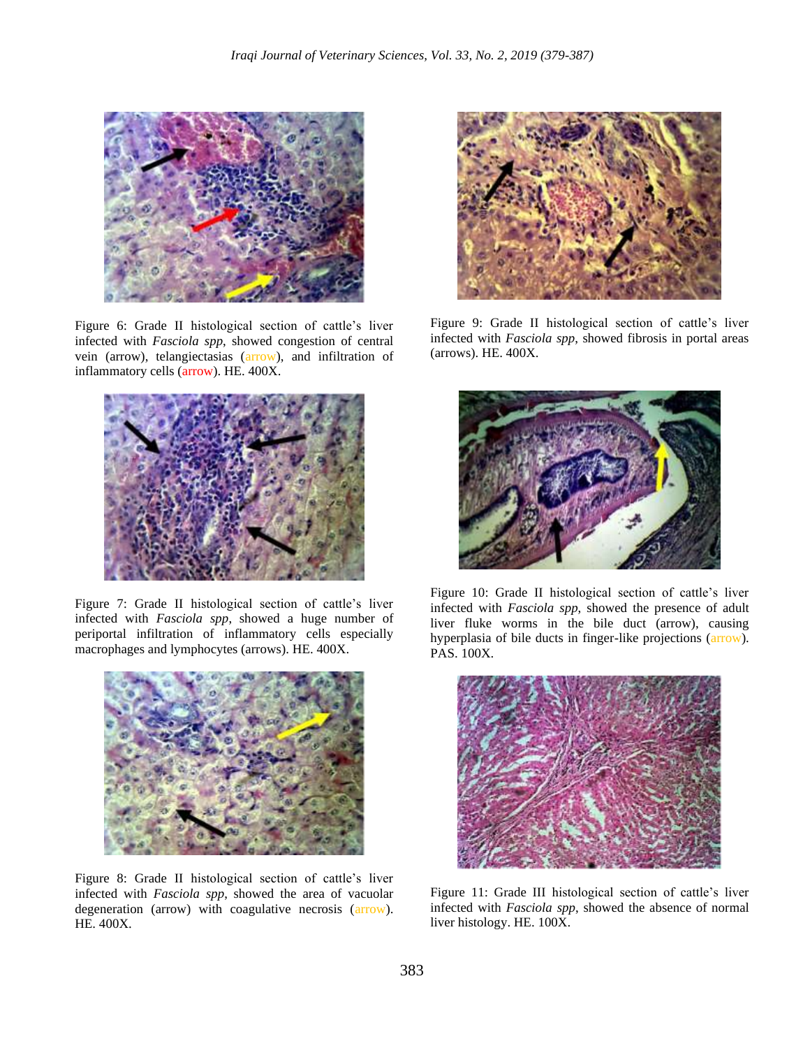Figure 6: Grade II histological section of cattle's liver infected with *Fasciola spp*, showed congestion of central vein (arrow), telangiectasias (arrow), and infiltration of inflammatory cells (arrow). HE. 400X.

Figure 7: Grade II histological section of cattle's liver infected with *Fasciola spp*, showed a huge number of periportal infiltration of inflammatory cells especially macrophages and lymphocytes (arrows). HE. 400X.

Figure 8: Grade II histological section of cattle's liver infected with *Fasciola spp*, showed the area of vacuolar degeneration (arrow) with coagulative necrosis (arrow). HE. 400X.

Figure 9: Grade II histological section of cattle's liver infected with *Fasciola spp*, showed fibrosis in portal areas (arrows). HE. 400X.

Figure 10: Grade II histological section of cattle's liver infected with *Fasciola spp*, showed the presence of adult liver fluke worms in the bile duct (arrow), causing hyperplasia of bile ducts in finger-like projections (arrow). PAS. 100X.

Figure 11: Grade III histological section of cattle's liver infected with *Fasciola spp*, showed the absence of normal liver histology. HE. 100X.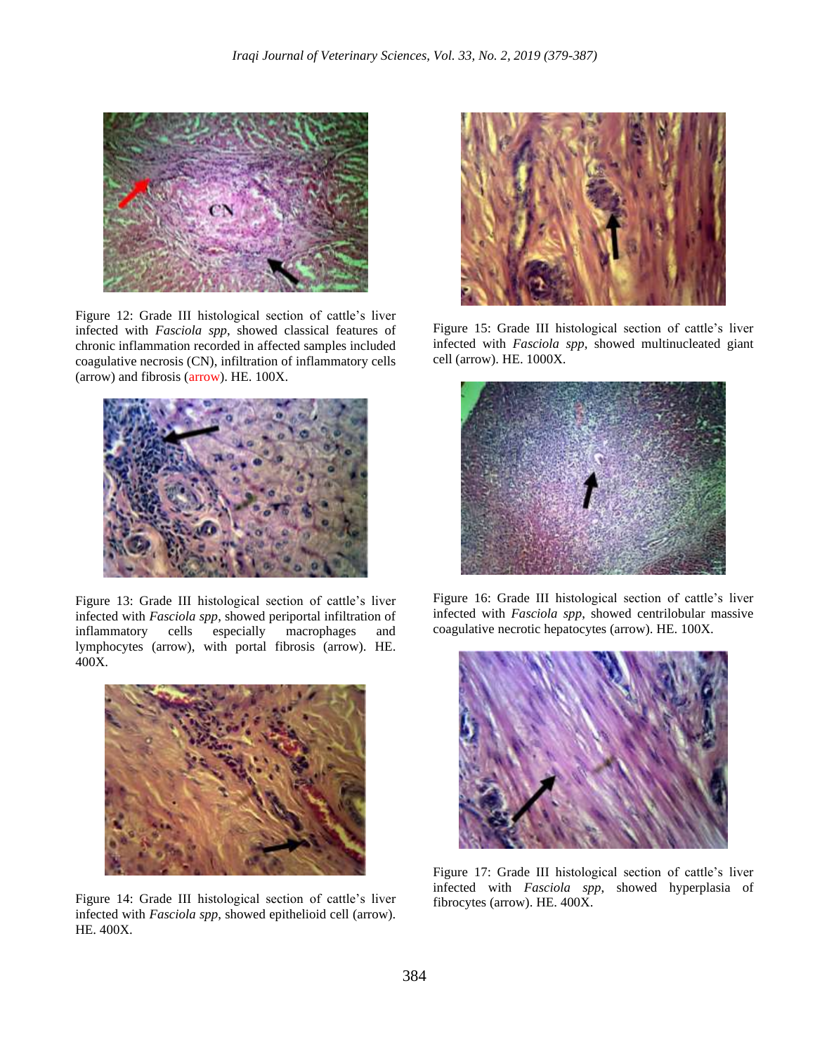Figure 12: Grade III histological section of cattle's liver infected with *Fasciola spp*, showed classical features of chronic inflammation recorded in affected samples included coagulative necrosis (CN), infiltration of inflammatory cells (arrow) and fibrosis (arrow). HE. 100X.

Figure 13: Grade III histological section of cattle's liver infected with *Fasciola spp*, showed periportal infiltration of inflammatory cells especially macrophages and lymphocytes (arrow), with portal fibrosis (arrow). HE. 400X.

Figure 14: Grade III histological section of cattle's liver infected with *Fasciola spp*, showed epithelioid cell (arrow). HE. 400X.

Figure 15: Grade III histological section of cattle's liver infected with *Fasciola spp*, showed multinucleated giant cell (arrow). HE. 1000X.

Figure 16: Grade III histological section of cattle's liver infected with *Fasciola spp*, showed centrilobular massive coagulative necrotic hepatocytes (arrow). HE. 100X.

Figure 17: Grade III histological section of cattle's liver infected with *Fasciola spp*, showed hyperplasia of fibrocytes (arrow). HE. 400X.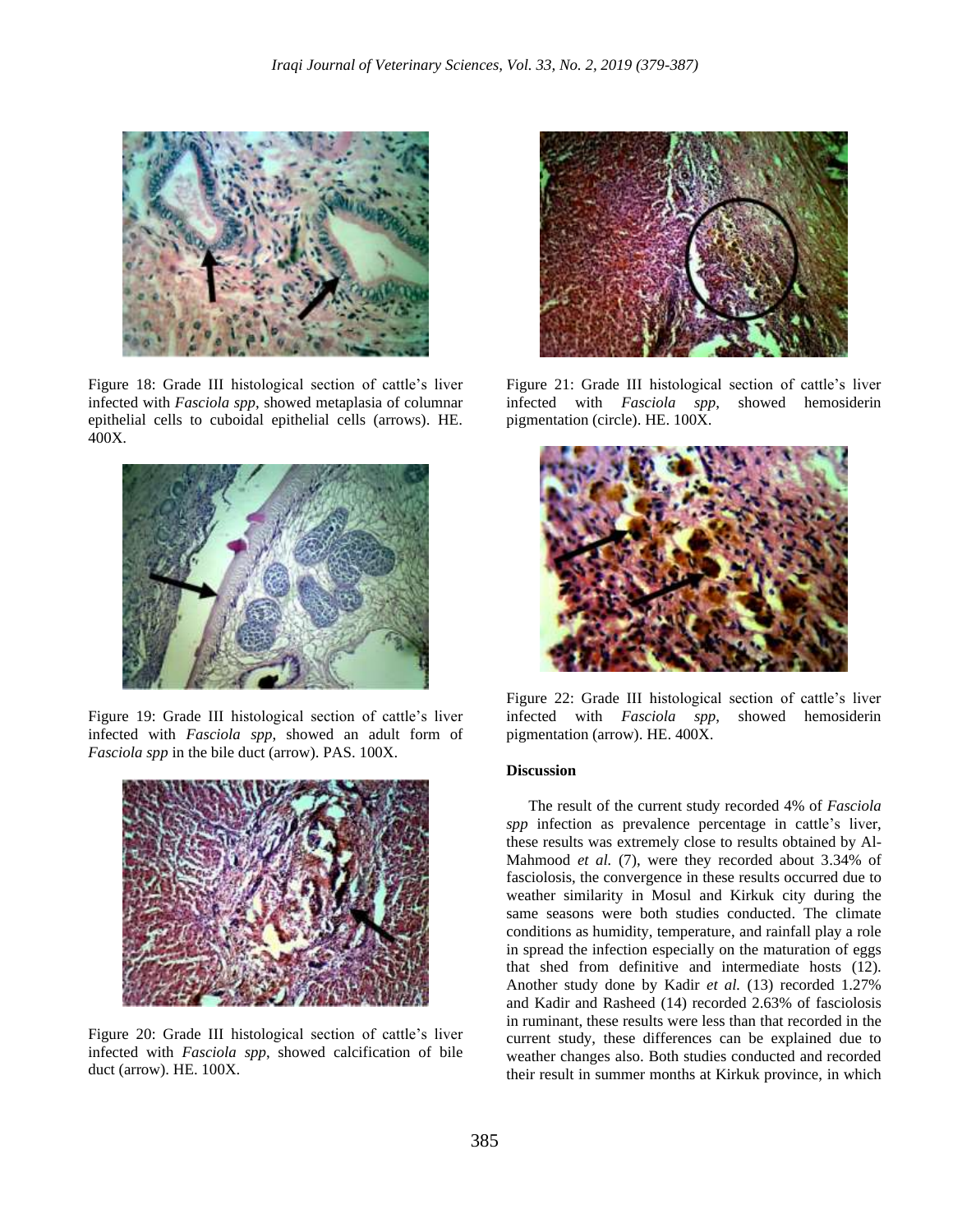Figure 18: Grade III histological section of cattle's liver infected with *Fasciola spp*, showed metaplasia of columnar epithelial cells to cuboidal epithelial cells (arrows). HE. 400X.

Figure 19: Grade III histological section of cattle's liver infected with *Fasciola spp*, showed an adult form of *Fasciola spp* in the bile duct (arrow). PAS. 100X.

Figure 20: Grade III histological section of cattle's liver infected with *Fasciola spp*, showed calcification of bile duct (arrow). HE. 100X.

Figure 21: Grade III histological section of cattle's liver infected with *Fasciola spp*, showed hemosiderin pigmentation (circle). HE. 100X.

Figure 22: Grade III histological section of cattle's liver infected with *Fasciola spp*, showed hemosiderin pigmentation (arrow). HE. 400X.

#### Discussion

The result of the current study recorded 4% of *Fasciola spp* infection as prevalence percentage in cattle's liver, these results was extremely close to results obtained by Al-Mahmood *et al.* (7), were they recorded about 3.34% of fasciolosis, the convergence in these results occurred due to weather similarity in Mosul and Kirkuk city during the same seasons were both studies conducted. The climate conditions as humidity, temperature, and rainfall play a role in spread the infection especially on the maturation of eggs that shed from definitive and intermediate hosts (12). Another study done by Kadir *et al.* (13) recorded 1.27% and Kadir and Rasheed (14) recorded 2.63% of fasciolosis in ruminant, these results were less than that recorded in the current study, these differences can be explained due to weather changes also. Both studies conducted and recorded their result in summer months at Kirkuk province, in which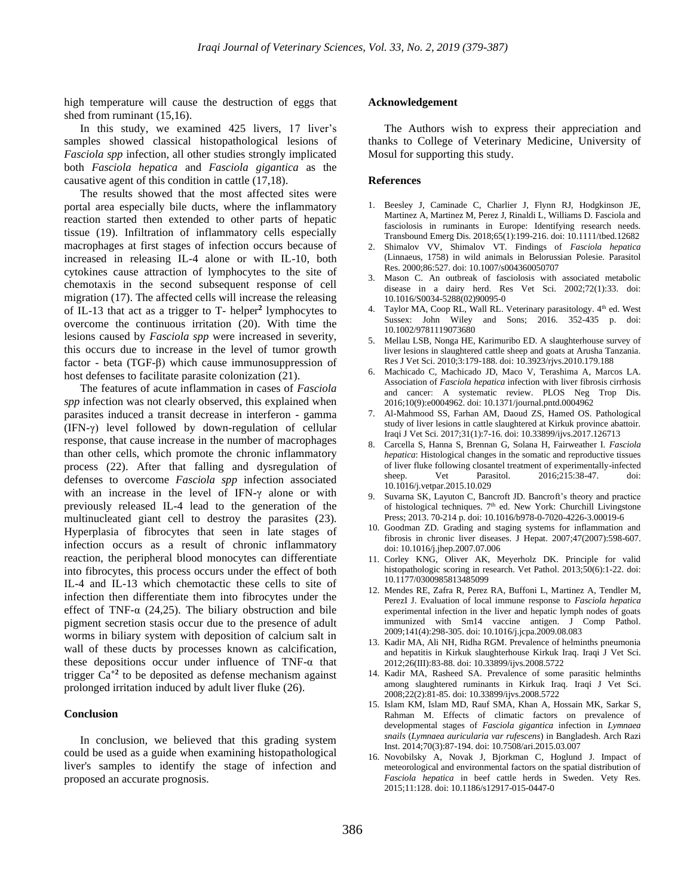high temperature will cause the destruction of eggs that shed from ruminant (15,16).

In this study, we examined 425 livers, 17 liver's samples showed classical histopathological lesions of *Fasciola spp* infection, all other studies strongly implicated both *Fasciola hepatica* and *Fasciola gigantica* as the causative agent of this condition in cattle (17,18).

The results showed that the most affected sites were portal area especially bile ducts, where the inflammatory reaction started then extended to other parts of hepatic tissue (19). Infiltration of inflammatory cells especially macrophages at first stages of infection occurs because of increased in releasing IL-4 alone or with IL-10, both cytokines cause attraction of lymphocytes to the site of chemotaxis in the second subsequent response of cell migration (17). The affected cells will increase the releasing of IL-13 that act as a trigger to T- helper$^{2}$ lymphocytes to overcome the continuous irritation (20). With time the lesions caused by *Fasciola spp* were increased in severity, this occurs due to increase in the level of tumor growth factor - beta (TGF-β) which cause immunosuppression of host defenses to facilitate parasite colonization (21).

The features of acute inflammation in cases of *Fasciola spp* infection was not clearly observed, this explained when parasites induced a transit decrease in interferon - gamma (IFN-γ) level followed by down-regulation of cellular response, that cause increase in the number of macrophages than other cells, which promote the chronic inflammatory process (22). After that falling and dysregulation of defenses to overcome *Fasciola spp* infection associated with an increase in the level of IFN-γ alone or with previously released IL-4 lead to the generation of the multinucleated giant cell to destroy the parasites (23). Hyperplasia of fibrocytes that seen in late stages of infection occurs as a result of chronic inflammatory reaction, the peripheral blood monocytes can differentiate into fibrocytes, this process occurs under the effect of both IL-4 and IL-13 which chemotactic these cells to site of infection then differentiate them into fibrocytes under the effect of TNF-α (24,25). The biliary obstruction and bile pigment secretion stasis occur due to the presence of adult worms in biliary system with deposition of calcium salt in wall of these ducts by processes known as calcification, these depositions occur under influence of TNF-α that trigger $Ca^{+2}$ to be deposited as defense mechanism against prolonged irritation induced by adult liver fluke (26).

## Conclusion

In conclusion, we believed that this grading system could be used as a guide when examining histopathological liver's samples to identify the stage of infection and proposed an accurate prognosis.

## Acknowledgement

The Authors wish to express their appreciation and thanks to College of Veterinary Medicine, University of Mosul for supporting this study.

## References

1. Beesley J, Caminade C, Charlier J, Flynn RJ, Hodgkinson JE, Martinez A, Martinez M, Perez J, Rinaldi L, Williams D. Fasciola and fasciolosis in ruminants in Europe: Identifying research needs. Transbound Emerg Dis. 2018;65(1):199-216. doi: 10.1111/tbed.12682
2. Shimalov VV, Shimalov VT. Findings of *Fasciola hepatica* (Linnaeus, 1758) in wild animals in Belorussian Polesie. Parasitol Res. 2000;86:527. doi: 10.1007/s004360050707
3. Mason C. An outbreak of fasciolosis with associated metabolic disease in a dairy herd. Res Vet Sci. 2002;72(1):33. doi: 10.1016/S0034-5288(02)90095-0
4. Taylor MA, Coop RL, Wall RL. Veterinary parasitology. 4th ed. West Sussex: John Wiley and Sons; 2016. 352-435 p. doi: 10.1002/9781119073680
5. Mellau LSB, Nonga HE, Karimuribo ED. A slaughterhouse survey of liver lesions in slaughtered cattle sheep and goats at Arusha Tanzania. Res J Vet Sci. 2010;3:179-188. doi: 10.3923/rjvs.2010.179.188
6. Machicado C, Machicado JD, Maco V, Terashima A, Marcos LA. Association of *Fasciola hepatica* infection with liver fibrosis cirrhosis and cancer: A systematic review. PLOS Neg Trop Dis. 2016;10(9):e0004962. doi: 10.1371/journal.pntd.0004962
7. Al-Mahmood SS, Farhan AM, Daoud ZS, Hamed OS. Pathological study of liver lesions in cattle slaughtered at Kirkuk province abattoir. Iraqi J Vet Sci. 2017;31(1):7-16. doi: 10.33899/ijvs.2017.126713
8. Carcella S, Hanna S, Brennan G, Solana H, Fairweather I. *Fasciola hepatica*: Histological changes in the somatic and reproductive tissues of liver fluke following closantel treatment of experimentally-infected sheep. Vet Parasitol. 2016;215:38-47. doi: 10.1016/j.vetpar.2015.10.029
9. Suvarna SK, Layuton C, Bancroft JD. Bancroft's theory and practice of histological techniques. 7th ed. New York: Churchill Livingstone Press; 2013. 70-214 p. doi: 10.1016/b978-0-7020-4226-3.00019-6
10. Goodman ZD. Grading and staging systems for inflammation and fibrosis in chronic liver diseases. J Hepat. 2007;47(2007):598-607. doi: 10.1016/j.jhep.2007.07.006
11. Corley KNG, Oliver AK, Meyerholz DK. Principle for valid histopathologic scoring in research. Vet Pathol. 2013;50(6):1-22. doi: 10.1177/0300985813485099
12. Mendes RE, Zafra R, Perez RA, Buffoni L, Martinez A, Tendler M, PerezI J. Evaluation of local immune response to *Fasciola hepatica* experimental infection in the liver and hepatic lymph nodes of goats immunized with Sm14 vaccine antigen. J Comp Pathol. 2009;141(4):298-305. doi: 10.1016/j.jcpa.2009.08.083
13. Kadir MA, Ali NH, Ridha RGM. Prevalence of helminths pneumonia and hepatitis in Kirkuk slaughterhouse Kirkuk Iraq. Iraqi J Vet Sci. 2012;26(III):83-88. doi: 10.33899/ijvs.2008.5722
14. Kadir MA, Rasheed SA. Prevalence of some parasitic helminths among slaughtered ruminants in Kirkuk Iraq. Iraqi J Vet Sci. 2008;22(2):81-85. doi: 10.33899/ijvs.2008.5722
15. Islam KM, Islam MD, Rauf SMA, Khan A, Hossain MK, Sarkar S, Rahman M. Effects of climatic factors on prevalence of developmental stages of *Fasciola gigantica* infection in *Lymnaea snails* (*Lymnaea auricularia var rufescens*) in Bangladesh. Arch Razi Inst. 2014;70(3):87-194. doi: 10.7508/ari.2015.03.007
16. Novobilsky A, Novak J, Bjorkman C, Hoglund J. Impact of meteorological and environmental factors on the spatial distribution of *Fasciola hepatica* in beef cattle herds in Sweden. Vety Res. 2015;11:128. doi: 10.1186/s12917-015-0447-0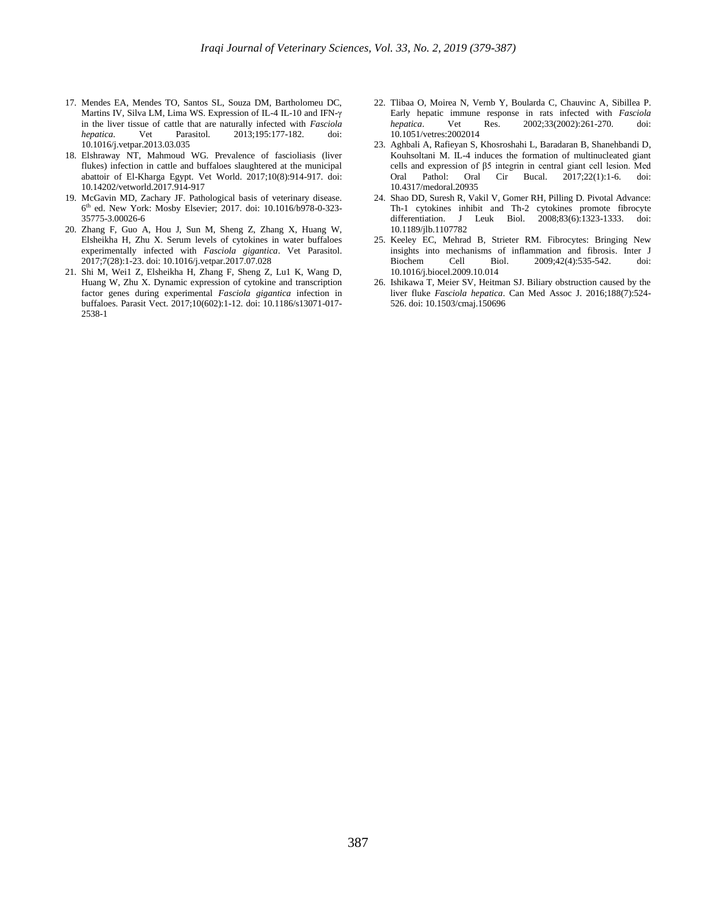17. Mendes EA, Mendes TO, Santos SL, Souza DM, Bartholomeu DC, Martins IV, Silva LM, Lima WS. Expression of IL-4 IL-10 and IFN-γ in the liver tissue of cattle that are naturally infected with *Fasciola hepatica*. Vet Parasitol. 2013;195:177-182. doi: 10.1016/j.vetpar.2013.03.035
18. Elshraway NT, Mahmoud WG. Prevalence of fascioliasis (liver flukes) infection in cattle and buffaloes slaughtered at the municipal abattoir of El-Kharga Egypt. Vet World. 2017;10(8):914-917. doi: 10.14202/vetworld.2017.914-917
19. McGavin MD, Zachary JF. Pathological basis of veterinary disease. 6th ed. New York: Mosby Elsevier; 2017. doi: 10.1016/b978-0-323-35775-3.00026-6
20. Zhang F, Guo A, Hou J, Sun M, Sheng Z, Zhang X, Huang W, Elsheikha H, Zhu X. Serum levels of cytokines in water buffaloes experimentally infected with *Fasciola gigantica*. Vet Parasitol. 2017;7(28):1-23. doi: 10.1016/j.vetpar.2017.07.028
21. Shi M, Wei1 Z, Elsheikha H, Zhang F, Sheng Z, Lu1 K, Wang D, Huang W, Zhu X. Dynamic expression of cytokine and transcription factor genes during experimental *Fasciola gigantica* infection in buffaloes. Parasit Vect. 2017;10(602):1-12. doi: 10.1186/s13071-017-2538-1
22. Tlibaa O, Moirea N, Vernb Y, Boularda C, Chauvinc A, Sibillea P. Early hepatic immune response in rats infected with *Fasciola hepatica*. Vet Res. 2002;33(2002):261-270. doi: 10.1051/vetres:2002014
23. Aghbali A, Rafieyan S, Khosroshahi L, Baradaran B, Shanehbandi D, Kouhsoltani M. IL-4 induces the formation of multinucleated giant cells and expression of β5 integrin in central giant cell lesion. Med Oral Pathol: Oral Cir Bucal. 2017;22(1):1-6. doi: 10.4317/medoral.20935
24. Shao DD, Suresh R, Vakil V, Gomer RH, Pilling D. Pivotal Advance: Th-1 cytokines inhibit and Th-2 cytokines promote fibrocyte differentiation. J Leuk Biol. 2008;83(6):1323-1333. doi: 10.1189/jlb.1107782
25. Keeley EC, Mehrad B, Strieter RM. Fibrocytes: Bringing New insights into mechanisms of inflammation and fibrosis. Inter J Biochem Cell Biol. 2009;42(4):535-542. doi: 10.1016/j.biocel.2009.10.014
26. Ishikawa T, Meier SV, Heitman SJ. Biliary obstruction caused by the liver fluke *Fasciola hepatica*. Can Med Assoc J. 2016;188(7):524-526. doi: 10.1503/cmaj.150696